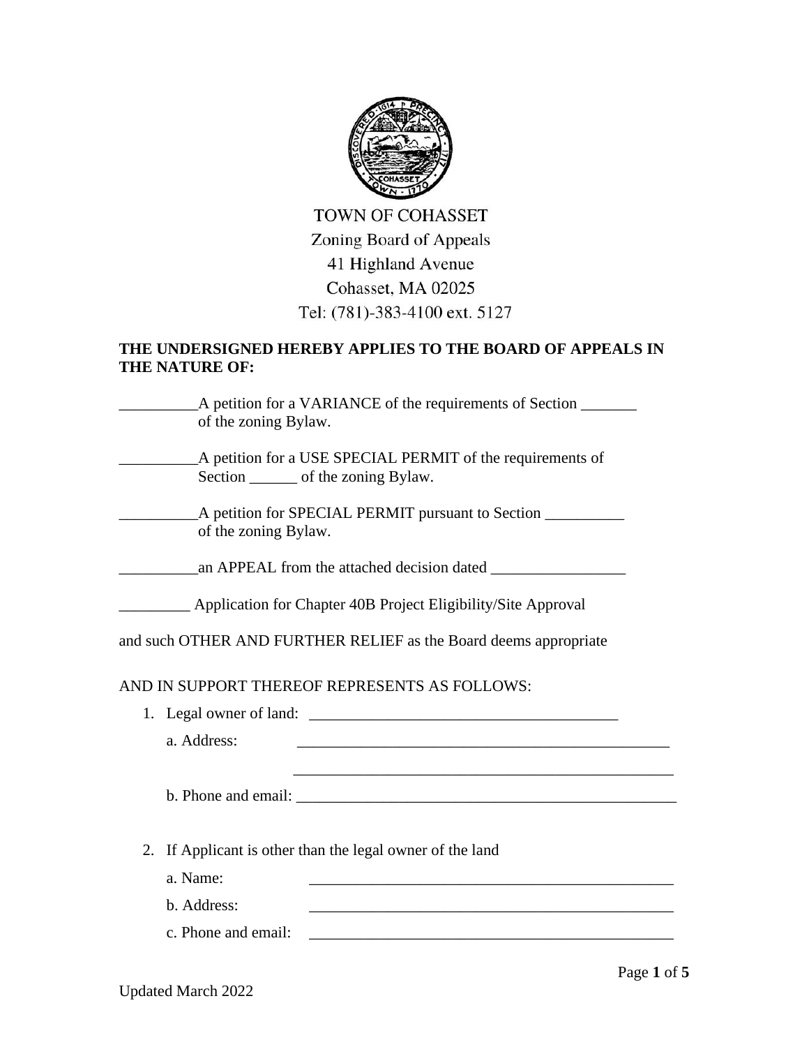TOWN OF COHASSET
Zoning Board of Appeals
41 Highland Avenue
Cohasset, MA 02025
Tel: (781)-383-4100 ext. 5127

**THE UNDERSIGNED HEREBY APPLIES TO THE BOARD OF APPEALS IN THE NATURE OF:**

__________A petition for a VARIANCE of the requirements of Section _______ of the zoning Bylaw.

__________A petition for a USE SPECIAL PERMIT of the requirements of Section ______ of the zoning Bylaw.

__________A petition for SPECIAL PERMIT pursuant to Section __________ of the zoning Bylaw.

__________an APPEAL from the attached decision dated _________________

_________ Application for Chapter 40B Project Eligibility/Site Approval

and such OTHER AND FURTHER RELIEF as the Board deems appropriate

AND IN SUPPORT THEREOF REPRESENTS AS FOLLOWS:

1. Legal owner of land: ________________________________________
   a. Address: __________________________________________________
   __________________________________________________
   b. Phone and email: __________________________________________________

2. If Applicant is other than the legal owner of the land
   a. Name: ________________________________________________
   b. Address: ________________________________________________
   c. Phone and email: ________________________________________________

Updated March 2022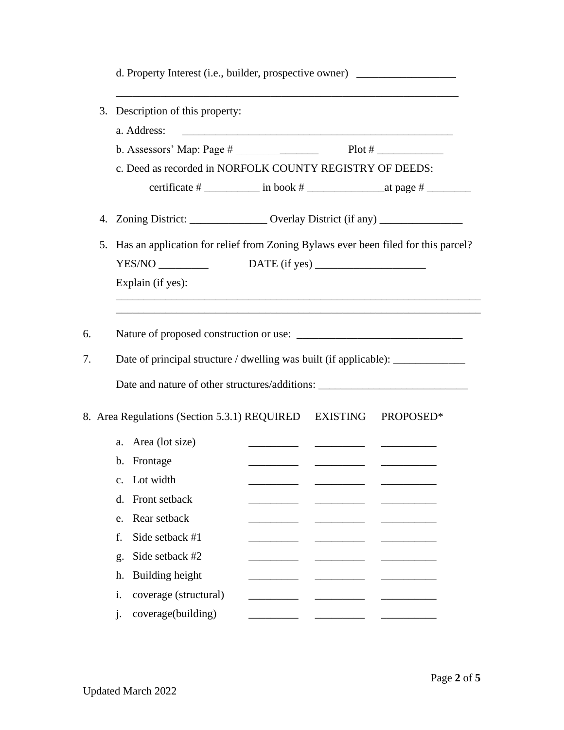d. Property Interest (i.e., builder, prospective owner) __________________

_______________________________________________________________

3. Description of this property:

   a. Address: __________________________________________________

   b. Assessors' Map: Page # ________________ Plot # ____________

   c. Deed as recorded in NORFOLK COUNTY REGISTRY OF DEEDS:

      certificate # __________ in book # ______________at page # ________

4. Zoning District: ______________ Overlay District (if any) _______________

5. Has an application for relief from Zoning Bylaws ever been filed for this parcel?

   YES/NO _________ DATE (if yes) ____________________

   Explain (if yes):

   _____________________________________________________________________

   _____________________________________________________________________

6. Nature of proposed construction or use: ______________________________

7. Date of principal structure / dwelling was built (if applicable): _____________

   Date and nature of other structures/additions: ___________________________

8. Area Regulations (Section 5.3.1)

| | REQUIRED | EXISTING | PROPOSED* |
|---|---|---|---|
| a. Area (lot size) | _________ | _________ | __________ |
| b. Frontage | _________ | _________ | __________ |
| c. Lot width | _________ | _________ | __________ |
| d. Front setback | _________ | _________ | __________ |
| e. Rear setback | _________ | _________ | __________ |
| f. Side setback #1 | _________ | _________ | __________ |
| g. Side setback #2 | _________ | _________ | __________ |
| h. Building height | _________ | _________ | __________ |
| i. coverage (structural) | _________ | _________ | __________ |
| j. coverage(building) | _________ | _________ | __________ |

Updated March 2022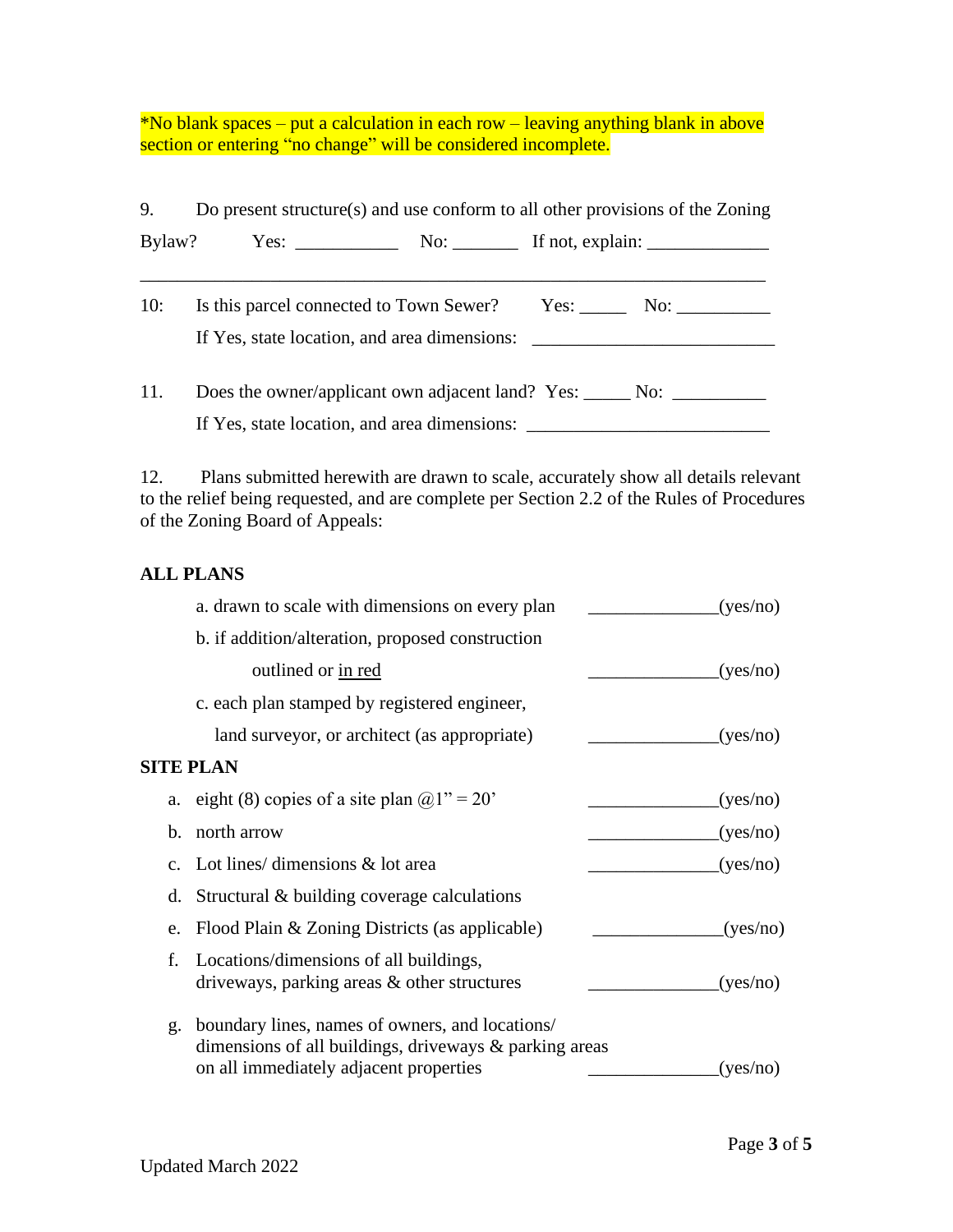*No blank spaces – put a calculation in each row – leaving anything blank in above section or entering “no change” will be considered incomplete.

9. Do present structure(s) and use conform to all other provisions of the Zoning Bylaw? Yes: ___________ No: _______ If not, explain: _____________

_______________________________________________________________________

10: Is this parcel connected to Town Sewer? Yes: _____ No: __________

If Yes, state location, and area dimensions: __________________________

11. Does the owner/applicant own adjacent land? Yes: _____ No: __________

If Yes, state location, and area dimensions: __________________________

12. Plans submitted herewith are drawn to scale, accurately show all details relevant to the relief being requested, and are complete per Section 2.2 of the Rules of Procedures of the Zoning Board of Appeals:

**ALL PLANS**

a. drawn to scale with dimensions on every plan ______________(yes/no)

b. if addition/alteration, proposed construction outlined or in red ______________(yes/no)

c. each plan stamped by registered engineer, land surveyor, or architect (as appropriate) ______________(yes/no)

**SITE PLAN**

a. eight (8) copies of a site plan @1” = 20’ ______________(yes/no)

b. north arrow ______________(yes/no)

c. Lot lines/ dimensions & lot area ______________(yes/no)

d. Structural & building coverage calculations

e. Flood Plain & Zoning Districts (as applicable) ______________(yes/no)

f. Locations/dimensions of all buildings, driveways, parking areas & other structures ______________(yes/no)

g. boundary lines, names of owners, and locations/ dimensions of all buildings, driveways & parking areas on all immediately adjacent properties ______________(yes/no)

Updated March 2022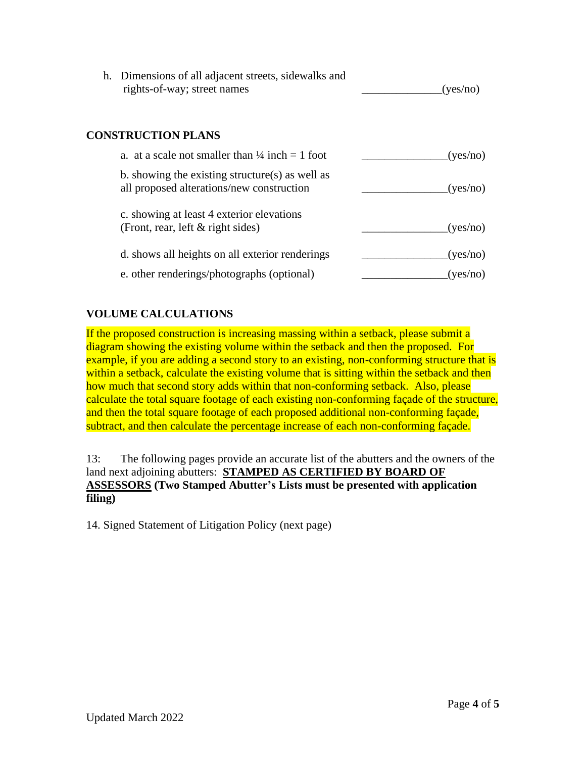h. Dimensions of all adjacent streets, sidewalks and rights-of-way; street names ______________(yes/no)

**CONSTRUCTION PLANS**

a. at a scale not smaller than ¼ inch = 1 foot _______________(yes/no)

b. showing the existing structure(s) as well as all proposed alterations/new construction _______________(yes/no)

c. showing at least 4 exterior elevations (Front, rear, left & right sides) _______________(yes/no)

d. shows all heights on all exterior renderings _______________(yes/no)

e. other renderings/photographs (optional) _______________(yes/no)

**VOLUME CALCULATIONS**

If the proposed construction is increasing massing within a setback, please submit a diagram showing the existing volume within the setback and then the proposed. For example, if you are adding a second story to an existing, non-conforming structure that is within a setback, calculate the existing volume that is sitting within the setback and then how much that second story adds within that non-conforming setback. Also, please calculate the total square footage of each existing non-conforming façade of the structure, and then the total square footage of each proposed additional non-conforming façade, subtract, and then calculate the percentage increase of each non-conforming façade.

13: The following pages provide an accurate list of the abutters and the owners of the land next adjoining abutters: **STAMPED AS CERTIFIED BY BOARD OF ASSESSORS (Two Stamped Abutter's Lists must be presented with application filing)**

14. Signed Statement of Litigation Policy (next page)

Updated March 2022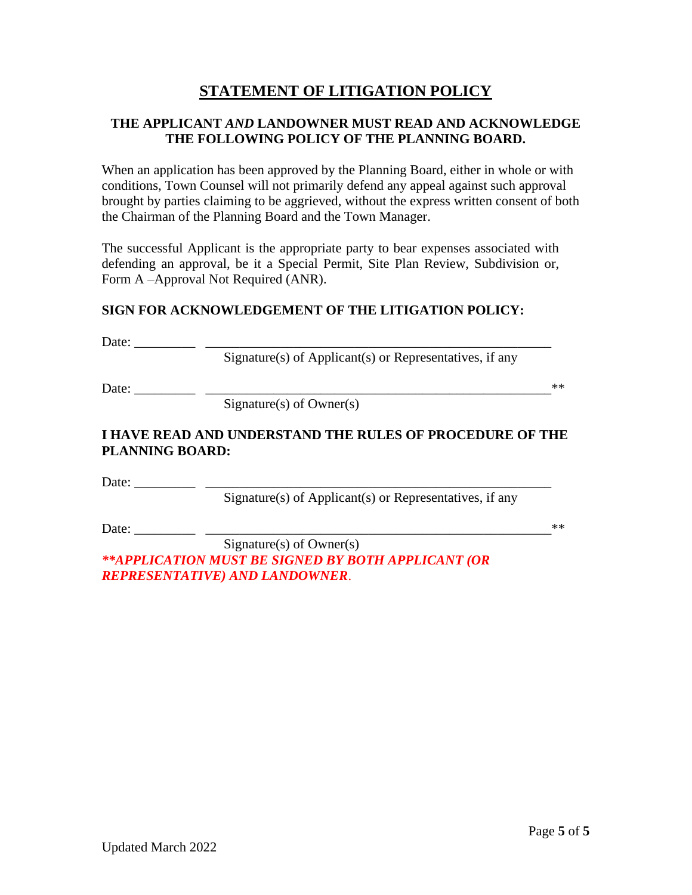# STATEMENT OF LITIGATION POLICY

**THE APPLICANT *AND* LANDOWNER MUST READ AND ACKNOWLEDGE THE FOLLOWING POLICY OF THE PLANNING BOARD.**

When an application has been approved by the Planning Board, either in whole or with conditions, Town Counsel will not primarily defend any appeal against such approval brought by parties claiming to be aggrieved, without the express written consent of both the Chairman of the Planning Board and the Town Manager.

The successful Applicant is the appropriate party to bear expenses associated with defending an approval, be it a Special Permit, Site Plan Review, Subdivision or, Form A –Approval Not Required (ANR).

**SIGN FOR ACKNOWLEDGEMENT OF THE LITIGATION POLICY:**

Date: _________ _____________________________________________________
Signature(s) of Applicant(s) or Representatives, if any

Date: _________ _____________________________________________________**
Signature(s) of Owner(s)

**I HAVE READ AND UNDERSTAND THE RULES OF PROCEDURE OF THE PLANNING BOARD:**

Date: _________ _____________________________________________________
Signature(s) of Applicant(s) or Representatives, if any

Date: _________ _____________________________________________________**
Signature(s) of Owner(s)

***\*\*APPLICATION MUST BE SIGNED BY BOTH APPLICANT (OR REPRESENTATIVE) AND LANDOWNER*.**

Updated March 2022